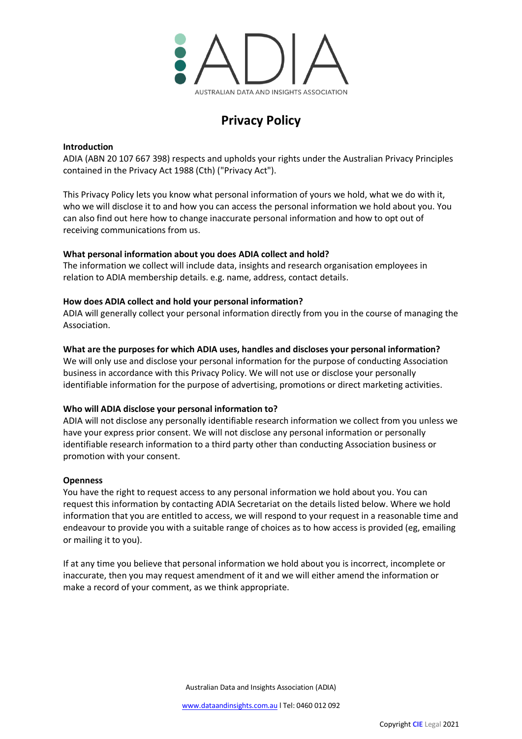ADIA

AUSTRALIAN DATA AND INSIGHTS ASSOCIATION

# Privacy Policy

**Introduction**

ADIA (ABN 20 107 667 398) respects and upholds your rights under the Australian Privacy Principles contained in the Privacy Act 1988 (Cth) ("Privacy Act").

This Privacy Policy lets you know what personal information of yours we hold, what we do with it, who we will disclose it to and how you can access the personal information we hold about you. You can also find out here how to change inaccurate personal information and how to opt out of receiving communications from us.

**What personal information about you does ADIA collect and hold?**

The information we collect will include data, insights and research organisation employees in relation to ADIA membership details. e.g. name, address, contact details.

**How does ADIA collect and hold your personal information?**

ADIA will generally collect your personal information directly from you in the course of managing the Association.

**What are the purposes for which ADIA uses, handles and discloses your personal information?**

We will only use and disclose your personal information for the purpose of conducting Association business in accordance with this Privacy Policy. We will not use or disclose your personally identifiable information for the purpose of advertising, promotions or direct marketing activities.

**Who will ADIA disclose your personal information to?**

ADIA will not disclose any personally identifiable research information we collect from you unless we have your express prior consent. We will not disclose any personal information or personally identifiable research information to a third party other than conducting Association business or promotion with your consent.

**Openness**

You have the right to request access to any personal information we hold about you. You can request this information by contacting ADIA Secretariat on the details listed below. Where we hold information that you are entitled to access, we will respond to your request in a reasonable time and endeavour to provide you with a suitable range of choices as to how access is provided (eg, emailing or mailing it to you).

If at any time you believe that personal information we hold about you is incorrect, incomplete or inaccurate, then you may request amendment of it and we will either amend the information or make a record of your comment, as we think appropriate.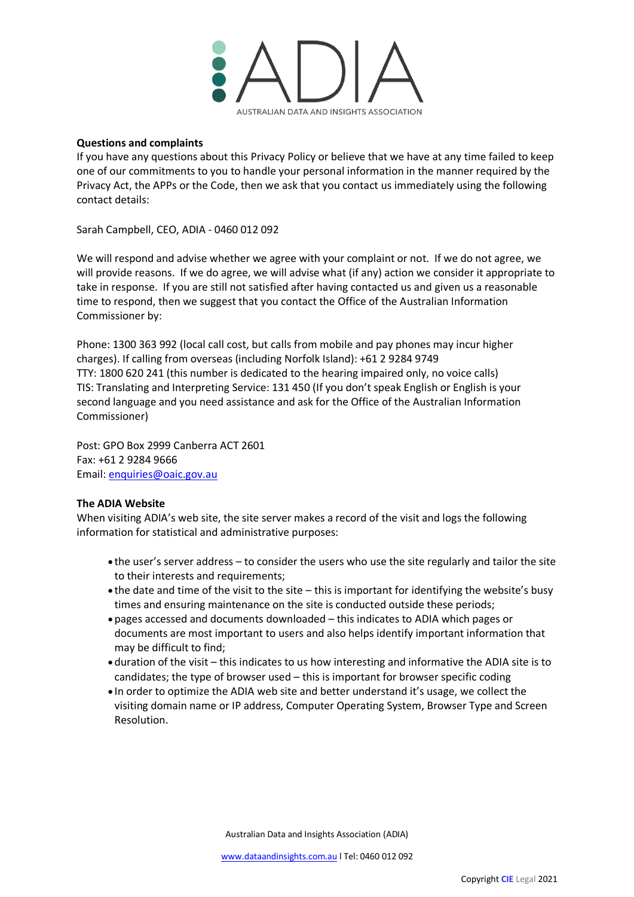**Questions and complaints**

If you have any questions about this Privacy Policy or believe that we have at any time failed to keep one of our commitments to you to handle your personal information in the manner required by the Privacy Act, the APPs or the Code, then we ask that you contact us immediately using the following contact details:

Sarah Campbell, CEO, ADIA - 0460 012 092

We will respond and advise whether we agree with your complaint or not. If we do not agree, we will provide reasons. If we do agree, we will advise what (if any) action we consider it appropriate to take in response. If you are still not satisfied after having contacted us and given us a reasonable time to respond, then we suggest that you contact the Office of the Australian Information Commissioner by:

Phone: 1300 363 992 (local call cost, but calls from mobile and pay phones may incur higher charges). If calling from overseas (including Norfolk Island): +61 2 9284 9749
TTY: 1800 620 241 (this number is dedicated to the hearing impaired only, no voice calls)
TIS: Translating and Interpreting Service: 131 450 (If you don't speak English or English is your second language and you need assistance and ask for the Office of the Australian Information Commissioner)

Post: GPO Box 2999 Canberra ACT 2601
Fax: +61 2 9284 9666
Email: enquiries@oaic.gov.au

**The ADIA Website**

When visiting ADIA's web site, the site server makes a record of the visit and logs the following information for statistical and administrative purposes:

- the user's server address – to consider the users who use the site regularly and tailor the site to their interests and requirements;
- the date and time of the visit to the site – this is important for identifying the website's busy times and ensuring maintenance on the site is conducted outside these periods;
- pages accessed and documents downloaded – this indicates to ADIA which pages or documents are most important to users and also helps identify important information that may be difficult to find;
- duration of the visit – this indicates to us how interesting and informative the ADIA site is to candidates; the type of browser used – this is important for browser specific coding
- In order to optimize the ADIA web site and better understand it's usage, we collect the visiting domain name or IP address, Computer Operating System, Browser Type and Screen Resolution.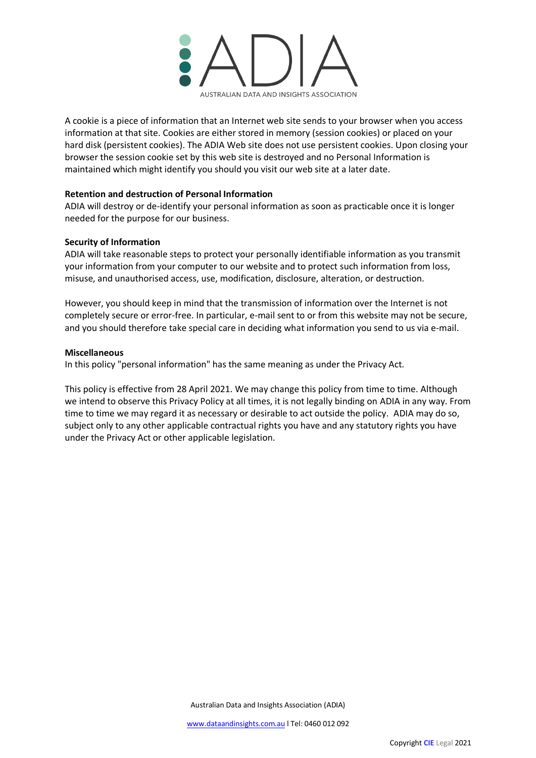A cookie is a piece of information that an Internet web site sends to your browser when you access information at that site. Cookies are either stored in memory (session cookies) or placed on your hard disk (persistent cookies). The ADIA Web site does not use persistent cookies. Upon closing your browser the session cookie set by this web site is destroyed and no Personal Information is maintained which might identify you should you visit our web site at a later date.

**Retention and destruction of Personal Information**

ADIA will destroy or de-identify your personal information as soon as practicable once it is longer needed for the purpose for our business.

**Security of Information**

ADIA will take reasonable steps to protect your personally identifiable information as you transmit your information from your computer to our website and to protect such information from loss, misuse, and unauthorised access, use, modification, disclosure, alteration, or destruction.

However, you should keep in mind that the transmission of information over the Internet is not completely secure or error-free. In particular, e-mail sent to or from this website may not be secure, and you should therefore take special care in deciding what information you send to us via e-mail.

**Miscellaneous**

In this policy "personal information" has the same meaning as under the Privacy Act.

This policy is effective from 28 April 2021. We may change this policy from time to time. Although we intend to observe this Privacy Policy at all times, it is not legally binding on ADIA in any way. From time to time we may regard it as necessary or desirable to act outside the policy. ADIA may do so, subject only to any other applicable contractual rights you have and any statutory rights you have under the Privacy Act or other applicable legislation.

Australian Data and Insights Association (ADIA)

www.dataandinsights.com.au I Tel: 0460 012 092

Copyright CIE Legal 2021